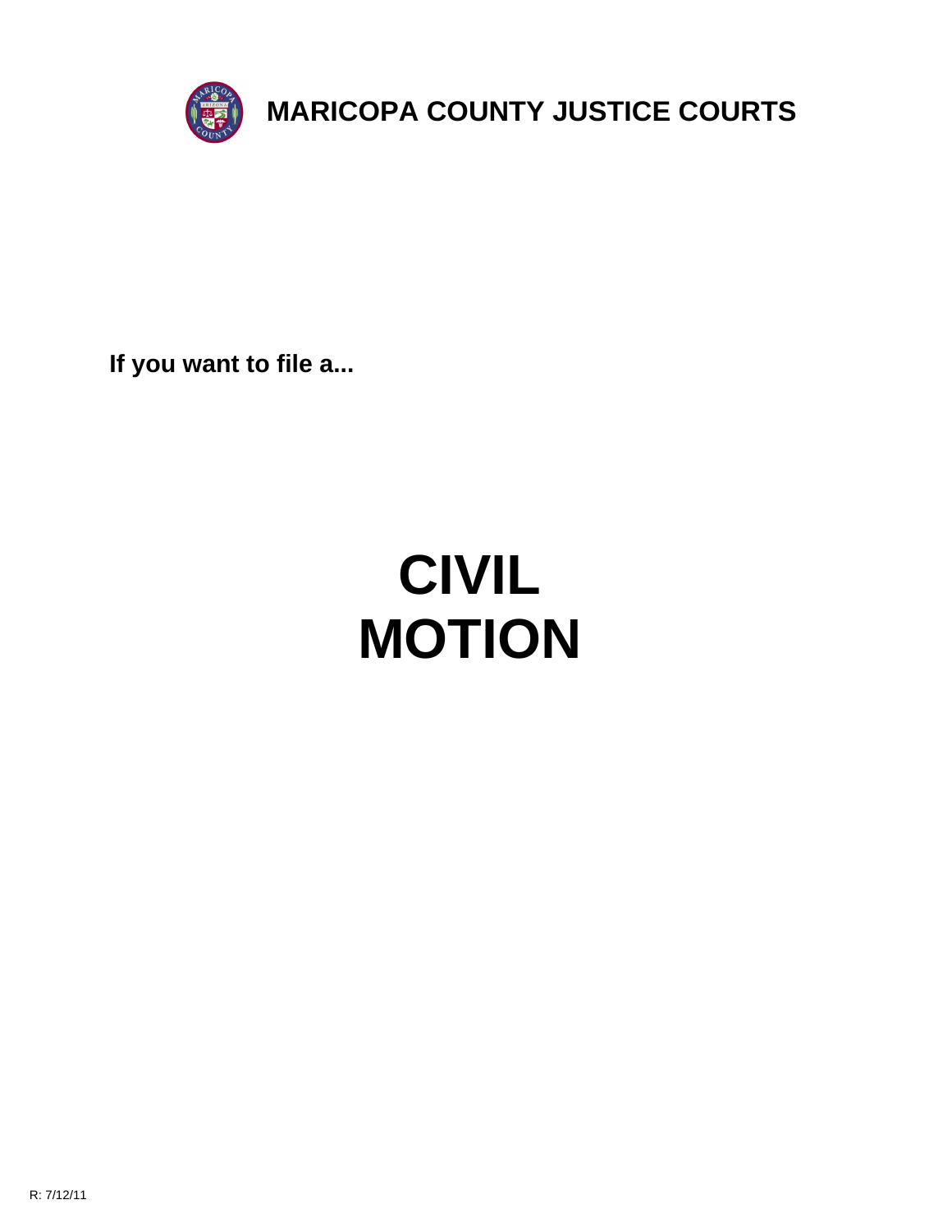# MARICOPA COUNTY JUSTICE COURTS

**If you want to file a...**

# CIVIL MOTION

R: 7/12/11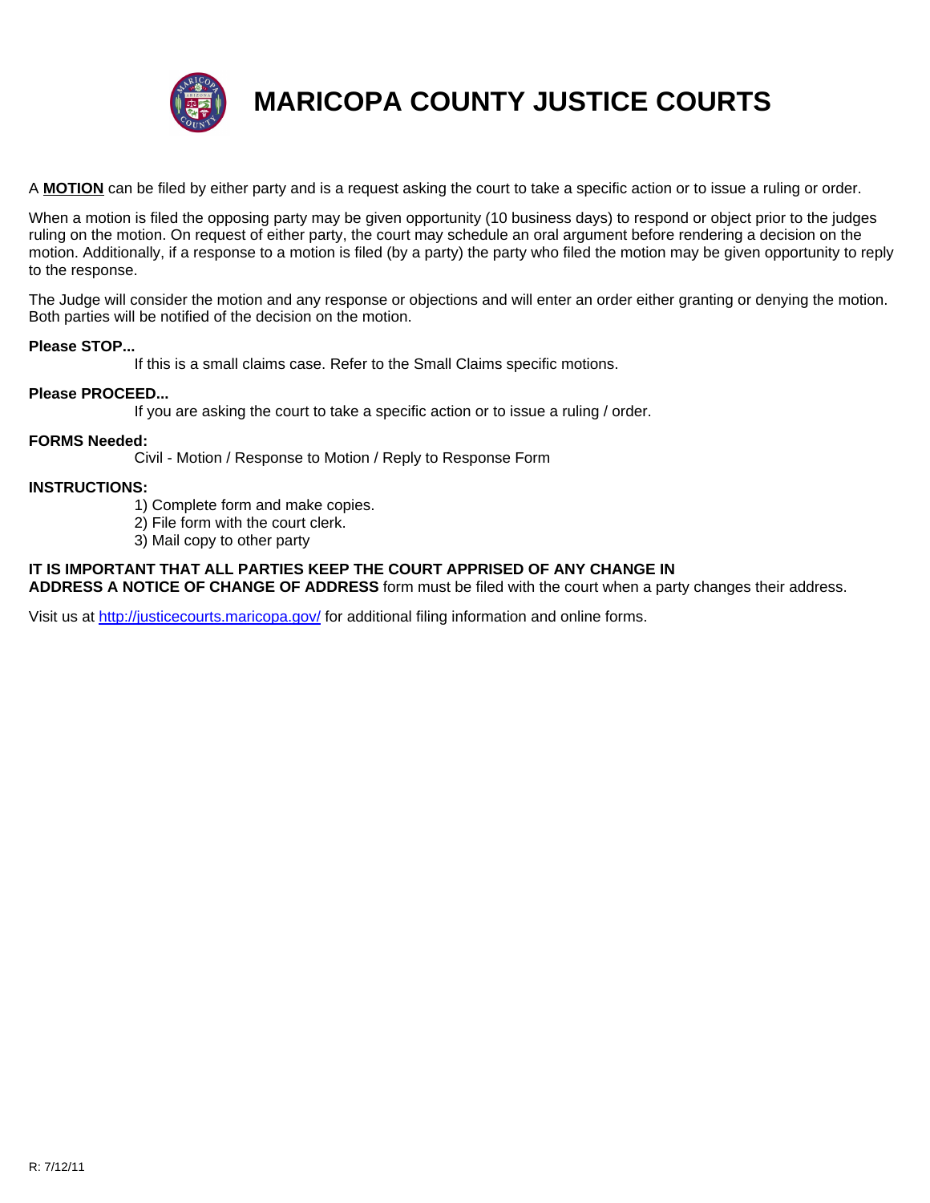# MARICOPA COUNTY JUSTICE COURTS

A **MOTION** can be filed by either party and is a request asking the court to take a specific action or to issue a ruling or order.

When a motion is filed the opposing party may be given opportunity (10 business days) to respond or object prior to the judges ruling on the motion. On request of either party, the court may schedule an oral argument before rendering a decision on the motion. Additionally, if a response to a motion is filed (by a party) the party who filed the motion may be given opportunity to reply to the response.

The Judge will consider the motion and any response or objections and will enter an order either granting or denying the motion. Both parties will be notified of the decision on the motion.

**Please STOP...**

If this is a small claims case. Refer to the Small Claims specific motions.

**Please PROCEED...**

If you are asking the court to take a specific action or to issue a ruling / order.

**FORMS Needed:**

Civil - Motion / Response to Motion / Reply to Response Form

**INSTRUCTIONS:**

1) Complete form and make copies.
2) File form with the court clerk.
3) Mail copy to other party

**IT IS IMPORTANT THAT ALL PARTIES KEEP THE COURT APPRISED OF ANY CHANGE IN ADDRESS A NOTICE OF CHANGE OF ADDRESS** form must be filed with the court when a party changes their address.

Visit us at http://justicecourts.maricopa.gov/ for additional filing information and online forms.

R: 7/12/11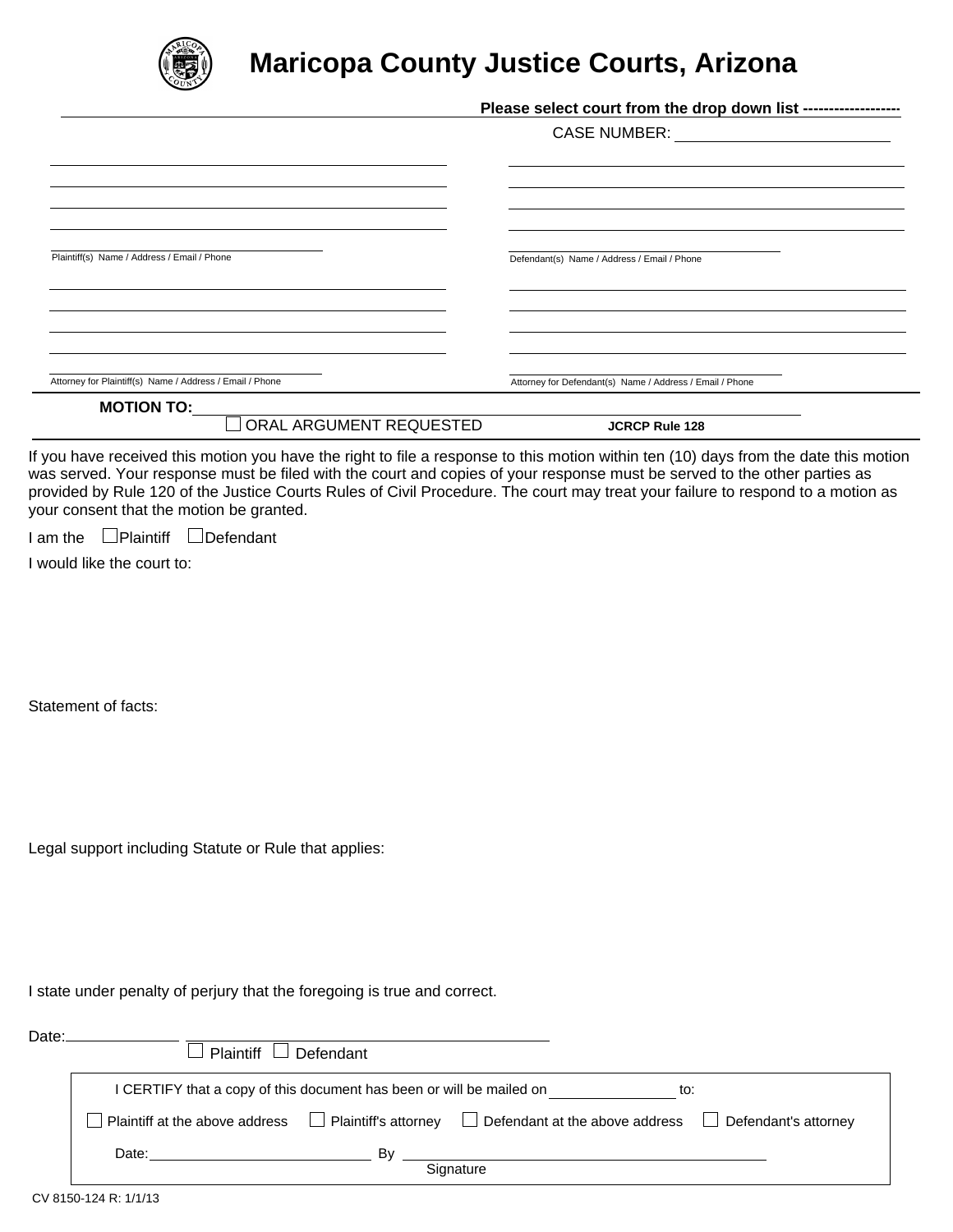# Maricopa County Justice Courts, Arizona

**Please select court from the drop down list ------------------**

CASE NUMBER: ____________________

Plaintiff(s) Name / Address / Email / Phone

Defendant(s) Name / Address / Email / Phone

Attorney for Plaintiff(s) Name / Address / Email / Phone

Attorney for Defendant(s) Name / Address / Email / Phone

**MOTION TO:** ____________________

☐ ORAL ARGUMENT REQUESTED **JCRCP Rule 128**

If you have received this motion you have the right to file a response to this motion within ten (10) days from the date this motion was served. Your response must be filed with the court and copies of your response must be served to the other parties as provided by Rule 120 of the Justice Courts Rules of Civil Procedure. The court may treat your failure to respond to a motion as your consent that the motion be granted.

I am the ☐Plaintiff ☐Defendant

I would like the court to:

Statement of facts:

Legal support including Statute or Rule that applies:

I state under penalty of perjury that the foregoing is true and correct.

Date: ____________ ____________________

☐ Plaintiff ☐ Defendant

I CERTIFY that a copy of this document has been or will be mailed on ____________ to:

☐ Plaintiff at the above address ☐ Plaintiff's attorney ☐ Defendant at the above address ☐ Defendant's attorney

Date: ____________ By ____________________

Signature

CV 8150-124 R: 1/1/13